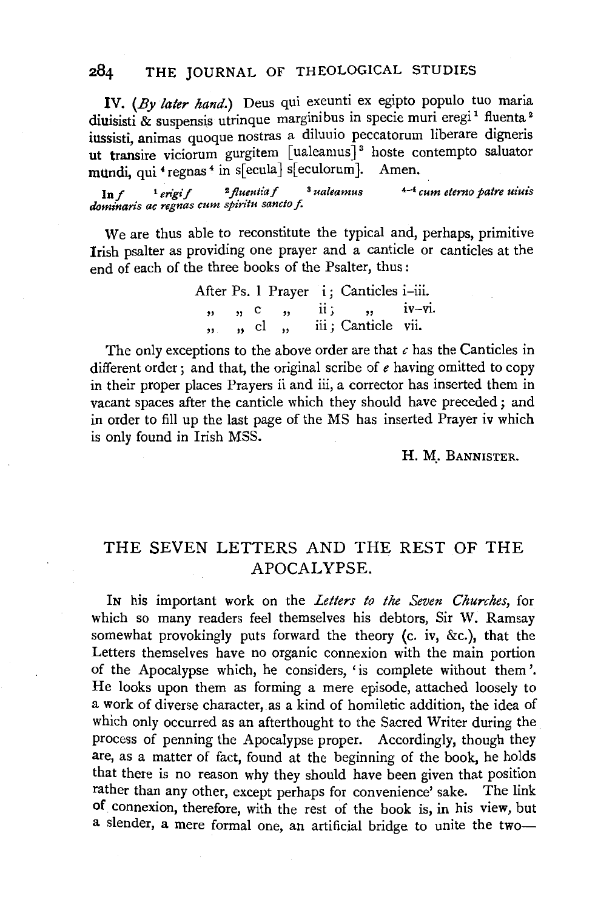IV. (*By later hand.*) Deus qui exeunti ex egipto populo tuo maria diuisisti & suspensis utrinque marginibus in specie muri eregi[1] fluenta[2] iussisti, animas quoque nostras a diluuio peccatorum liberare digneris ut transire viciorum gurgitem [ualeamus][3] hoste contempto saluator mundi, qui [4]regnas[4] in s[ecula] s[eculorum]. Amen.

In *f* [1] *erigi f* [2] *fluentia f* [3] *ualeamus* [4–4] *cum eterno patre uiuis dominaris ac regnas cum spiritu sancto f.*

We are thus able to reconstitute the typical and, perhaps, primitive Irish psalter as providing one prayer and a canticle or canticles at the end of each of the three books of the Psalter, thus:

| | | | |
|---|---|---|---|
| After Ps. l | Prayer | i; | Canticles i–iii. |
| " " c | " | ii; | " iv–vi. |
| " " cl | " | iii; | Canticle vii. |

The only exceptions to the above order are that *c* has the Canticles in different order; and that, the original scribe of *e* having omitted to copy in their proper places Prayers ii and iii, a corrector has inserted them in vacant spaces after the canticle which they should have preceded; and in order to fill up the last page of the MS has inserted Prayer iv which is only found in Irish MSS.

H. M. BANNISTER.

## THE SEVEN LETTERS AND THE REST OF THE APOCALYPSE.

IN his important work on the *Letters to the Seven Churches*, for which so many readers feel themselves his debtors, Sir W. Ramsay somewhat provokingly puts forward the theory (c. iv, &c.), that the Letters themselves have no organic connexion with the main portion of the Apocalypse which, he considers, 'is complete without them'. He looks upon them as forming a mere episode, attached loosely to a work of diverse character, as a kind of homiletic addition, the idea of which only occurred as an afterthought to the Sacred Writer during the process of penning the Apocalypse proper. Accordingly, though they are, as a matter of fact, found at the beginning of the book, he holds that there is no reason why they should have been given that position rather than any other, except perhaps for convenience' sake. The link of connexion, therefore, with the rest of the book is, in his view, but a slender, a mere formal one, an artificial bridge to unite the two—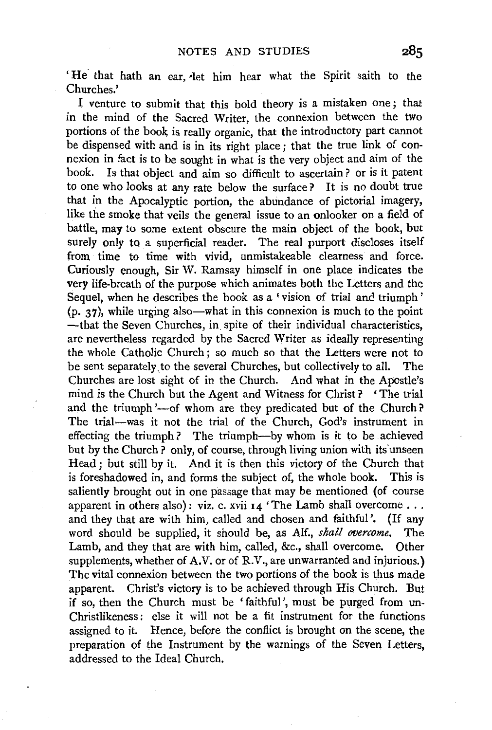'He that hath an ear, let him hear what the Spirit saith to the Churches.'

I venture to submit that this bold theory is a mistaken one; that in the mind of the Sacred Writer, the connexion between the two portions of the book is really organic, that the introductory part cannot be dispensed with and is in its right place; that the true link of connexion in fact is to be sought in what is the very object and aim of the book. Is that object and aim so difficult to ascertain? or is it patent to one who looks at any rate below the surface? It is no doubt true that in the Apocalyptic portion, the abundance of pictorial imagery, like the smoke that veils the general issue to an onlooker on a field of battle, may to some extent obscure the main object of the book, but surely only to a superficial reader. The real purport discloses itself from time to time with vivid, unmistakeable clearness and force. Curiously enough, Sir W. Ramsay himself in one place indicates the very life-breath of the purpose which animates both the Letters and the Sequel, when he describes the book as a 'vision of trial and triumph' (p. 37), while urging also—what in this connexion is much to the point—that the Seven Churches, in spite of their individual characteristics, are nevertheless regarded by the Sacred Writer as ideally representing the whole Catholic Church; so much so that the Letters were not to be sent separately to the several Churches, but collectively to all. The Churches are lost sight of in the Church. And what in the Apostle's mind is the Church but the Agent and Witness for Christ? 'The trial and the triumph'—of whom are they predicated but of the Church? The trial—was it not the trial of the Church, God's instrument in effecting the triumph? The triumph—by whom is it to be achieved but by the Church? only, of course, through living union with its unseen Head; but still by it. And it is then this victory of the Church that is foreshadowed in, and forms the subject of, the whole book. This is saliently brought out in one passage that may be mentioned (of course apparent in others also): viz. c. xvii 14 'The Lamb shall overcome . . . and they that are with him, called and chosen and faithful'. (If any word should be supplied, it should be, as Alf., *shall overcome*. The Lamb, and they that are with him, called, &c., shall overcome. Other supplements, whether of A.V. or of R.V., are unwarranted and injurious.) The vital connexion between the two portions of the book is thus made apparent. Christ's victory is to be achieved through His Church. But if so, then the Church must be 'faithful', must be purged from un-Christlikeness: else it will not be a fit instrument for the functions assigned to it. Hence, before the conflict is brought on the scene, the preparation of the Instrument by the warnings of the Seven Letters, addressed to the Ideal Church.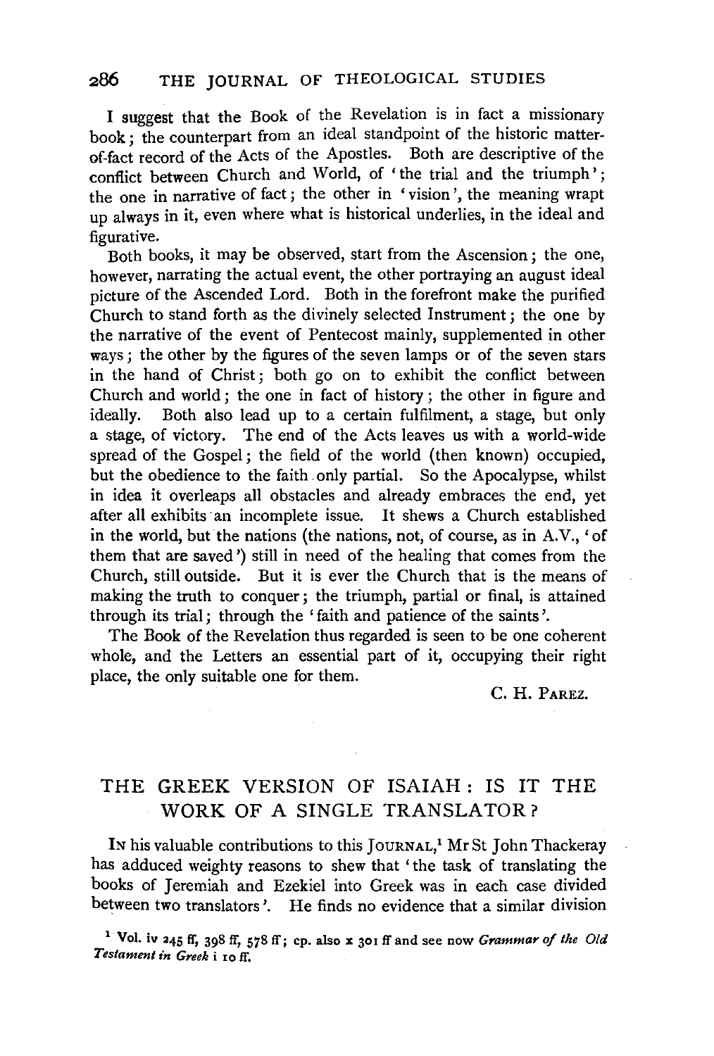I suggest that the Book of the Revelation is in fact a missionary book; the counterpart from an ideal standpoint of the historic matter-of-fact record of the Acts of the Apostles. Both are descriptive of the conflict between Church and World, of 'the trial and the triumph'; the one in narrative of fact; the other in 'vision', the meaning wrapt up always in it, even where what is historical underlies, in the ideal and figurative.

Both books, it may be observed, start from the Ascension; the one, however, narrating the actual event, the other portraying an august ideal picture of the Ascended Lord. Both in the forefront make the purified Church to stand forth as the divinely selected Instrument; the one by the narrative of the event of Pentecost mainly, supplemented in other ways; the other by the figures of the seven lamps or of the seven stars in the hand of Christ; both go on to exhibit the conflict between Church and world; the one in fact of history; the other in figure and ideally. Both also lead up to a certain fulfilment, a stage, but only a stage, of victory. The end of the Acts leaves us with a world-wide spread of the Gospel; the field of the world (then known) occupied, but the obedience to the faith only partial. So the Apocalypse, whilst in idea it overleaps all obstacles and already embraces the end, yet after all exhibits an incomplete issue. It shews a Church established in the world, but the nations (the nations, not, of course, as in A.V., 'of them that are saved') still in need of the healing that comes from the Church, still outside. But it is ever the Church that is the means of making the truth to conquer; the triumph, partial or final, is attained through its trial; through the 'faith and patience of the saints'.

The Book of the Revelation thus regarded is seen to be one coherent whole, and the Letters an essential part of it, occupying their right place, the only suitable one for them.

C. H. PAREZ.

## THE GREEK VERSION OF ISAIAH: IS IT THE WORK OF A SINGLE TRANSLATOR?

IN his valuable contributions to this JOURNAL,[1] Mr St John Thackeray has adduced weighty reasons to shew that 'the task of translating the books of Jeremiah and Ezekiel into Greek was in each case divided between two translators'. He finds no evidence that a similar division

[1] Vol. iv 245 ff, 398 ff, 578 ff; cp. also x 301 ff and see now *Grammar of the Old Testament in Greek* i 10 ff.